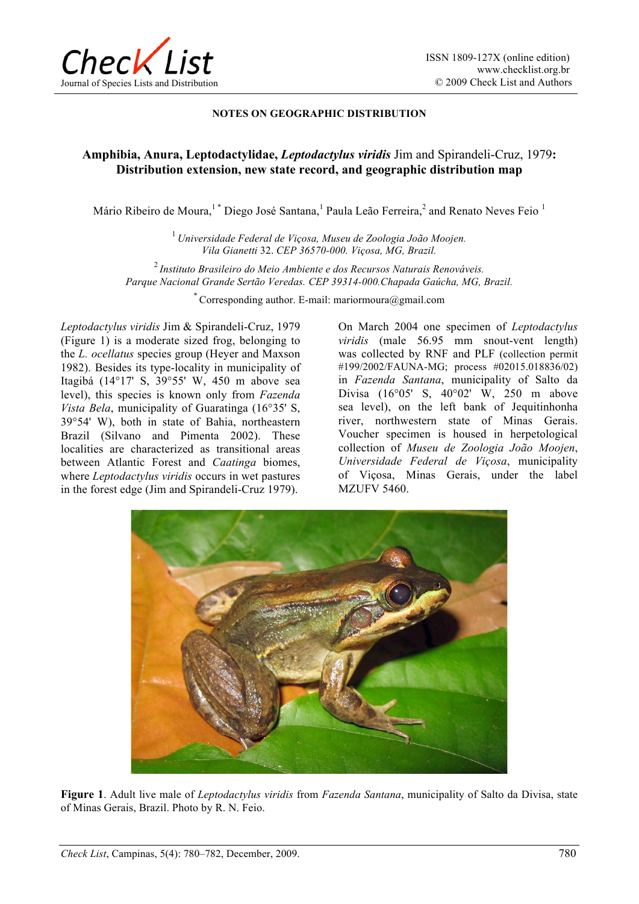NOTES ON GEOGRAPHIC DISTRIBUTION

# Amphibia, Anura, Leptodactylidae, *Leptodactylus viridis* Jim and Spirandeli-Cruz, 1979: Distribution extension, new state record, and geographic distribution map

Mário Ribeiro de Moura,[1 *] Diego José Santana,[1] Paula Leão Ferreira,[2] and Renato Neves Feio [1]

[1] *Universidade Federal de Viçosa, Museu de Zoologia João Moojen. Vila Gianetti 32. CEP 36570-000. Viçosa, MG, Brazil.*

[2] *Instituto Brasileiro do Meio Ambiente e dos Recursos Naturais Renováveis. Parque Nacional Grande Sertão Veredas. CEP 39314-000.Chapada Gaúcha, MG, Brazil.*

[*] Corresponding author. E-mail: mariormoura@gmail.com

*Leptodactylus viridis* Jim & Spirandeli-Cruz, 1979 (Figure 1) is a moderate sized frog, belonging to the *L. ocellatus* species group (Heyer and Maxson 1982). Besides its type-locality in municipality of Itagibá (14°17' S, 39°55' W, 450 m above sea level), this species is known only from *Fazenda Vista Bela*, municipality of Guaratinga (16°35' S, 39°54' W), both in state of Bahia, northeastern Brazil (Silvano and Pimenta 2002). These localities are characterized as transitional areas between Atlantic Forest and *Caatinga* biomes, where *Leptodactylus viridis* occurs in wet pastures in the forest edge (Jim and Spirandeli-Cruz 1979).

On March 2004 one specimen of *Leptodactylus viridis* (male 56.95 mm snout-vent length) was collected by RNF and PLF (collection permit #199/2002/FAUNA-MG; process #02015.018836/02) in *Fazenda Santana*, municipality of Salto da Divisa (16°05' S, 40°02' W, 250 m above sea level), on the left bank of Jequitinhonha river, northwestern state of Minas Gerais. Voucher specimen is housed in herpetological collection of *Museu de Zoologia João Moojen*, *Universidade Federal de Viçosa*, municipality of Viçosa, Minas Gerais, under the label MZUFV 5460.

**Figure 1**. Adult live male of *Leptodactylus viridis* from *Fazenda Santana*, municipality of Salto da Divisa, state of Minas Gerais, Brazil. Photo by R. N. Feio.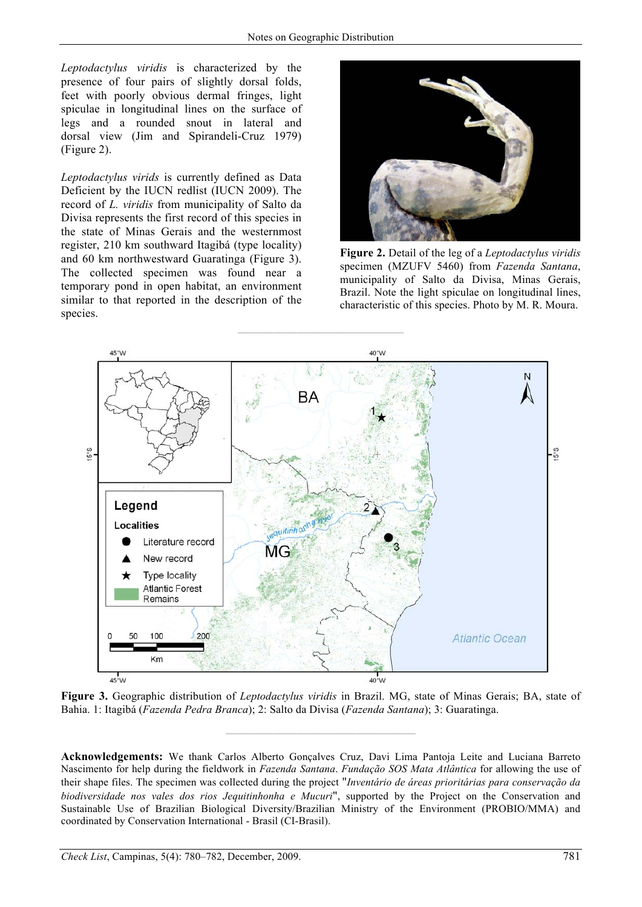*Leptodactylus viridis* is characterized by the presence of four pairs of slightly dorsal folds, feet with poorly obvious dermal fringes, light spiculae in longitudinal lines on the surface of legs and a rounded snout in lateral and dorsal view (Jim and Spirandeli-Cruz 1979) (Figure 2).

*Leptodactylus virids* is currently defined as Data Deficient by the IUCN redlist (IUCN 2009). The record of *L. viridis* from municipality of Salto da Divisa represents the first record of this species in the state of Minas Gerais and the westernmost register, 210 km southward Itagibá (type locality) and 60 km northwestward Guaratinga (Figure 3). The collected specimen was found near a temporary pond in open habitat, an environment similar to that reported in the description of the species.

**Figure 2.** Detail of the leg of a *Leptodactylus viridis* specimen (MZUFV 5460) from *Fazenda Santana*, municipality of Salto da Divisa, Minas Gerais, Brazil. Note the light spiculae on longitudinal lines, characteristic of this species. Photo by M. R. Moura.

**Figure 3.** Geographic distribution of *Leptodactylus viridis* in Brazil. MG, state of Minas Gerais; BA, state of Bahia. 1: Itagibá (*Fazenda Pedra Branca*); 2: Salto da Divisa (*Fazenda Santana*); 3: Guaratinga.

**Acknowledgements:** We thank Carlos Alberto Gonçalves Cruz, Davi Lima Pantoja Leite and Luciana Barreto Nascimento for help during the fieldwork in *Fazenda Santana*. *Fundação SOS Mata Atlântica* for allowing the use of their shape files. The specimen was collected during the project "*Inventário de áreas prioritárias para conservação da biodiversidade nos vales dos rios Jequitinhonha e Mucuri*", supported by the Project on the Conservation and Sustainable Use of Brazilian Biological Diversity/Brazilian Ministry of the Environment (PROBIO/MMA) and coordinated by Conservation International - Brasil (CI-Brasil).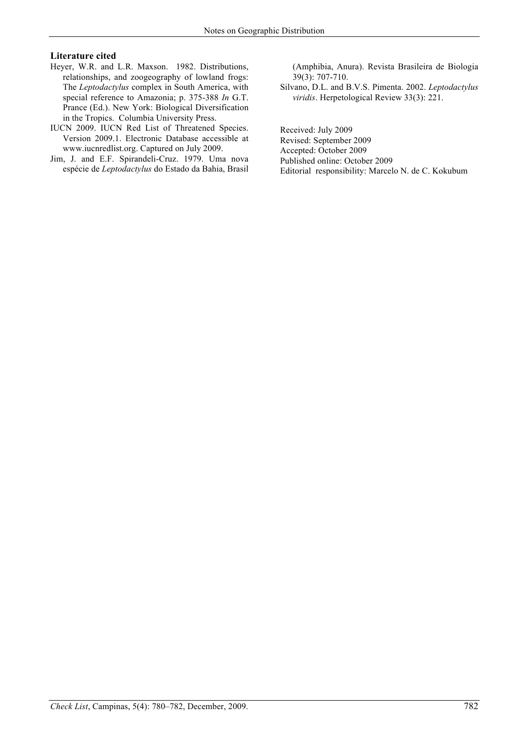## Literature cited

Heyer, W.R. and L.R. Maxson. 1982. Distributions, relationships, and zoogeography of lowland frogs: The *Leptodactylus* complex in South America, with special reference to Amazonia; p. 375-388 *In* G.T. Prance (Ed.). New York: Biological Diversification in the Tropics. Columbia University Press.

IUCN 2009. IUCN Red List of Threatened Species. Version 2009.1. Electronic Database accessible at www.iucnredlist.org. Captured on July 2009.

Jim, J. and E.F. Spirandeli-Cruz. 1979. Uma nova espécie de *Leptodactylus* do Estado da Bahia, Brasil (Amphibia, Anura). Revista Brasileira de Biologia 39(3): 707-710.

Silvano, D.L. and B.V.S. Pimenta. 2002. *Leptodactylus viridis*. Herpetological Review 33(3): 221.

Received: July 2009
Revised: September 2009
Accepted: October 2009
Published online: October 2009
Editorial responsibility: Marcelo N. de C. Kokubum